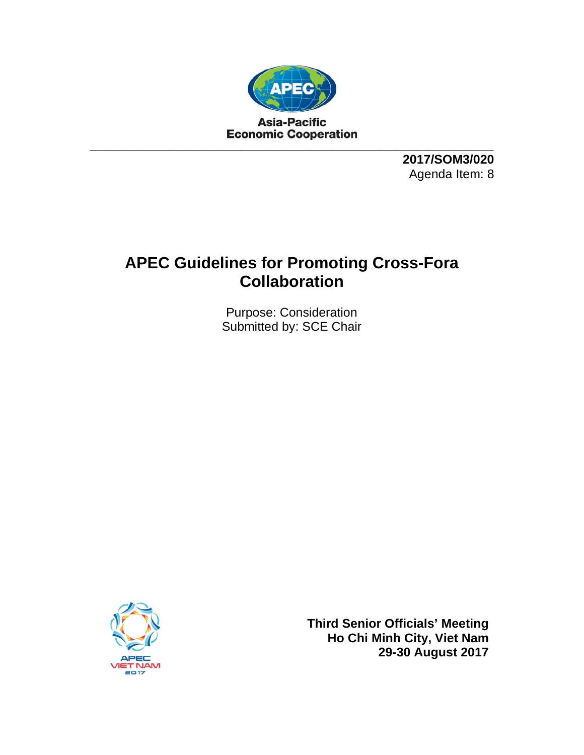Asia-Pacific
Economic Cooperation

**2017/SOM3/020**
Agenda Item: 8

# APEC Guidelines for Promoting Cross-Fora Collaboration

Purpose: Consideration
Submitted by: SCE Chair

APEC VIET NAM 2017

**Third Senior Officials' Meeting**
**Ho Chi Minh City, Viet Nam**
**29-30 August 2017**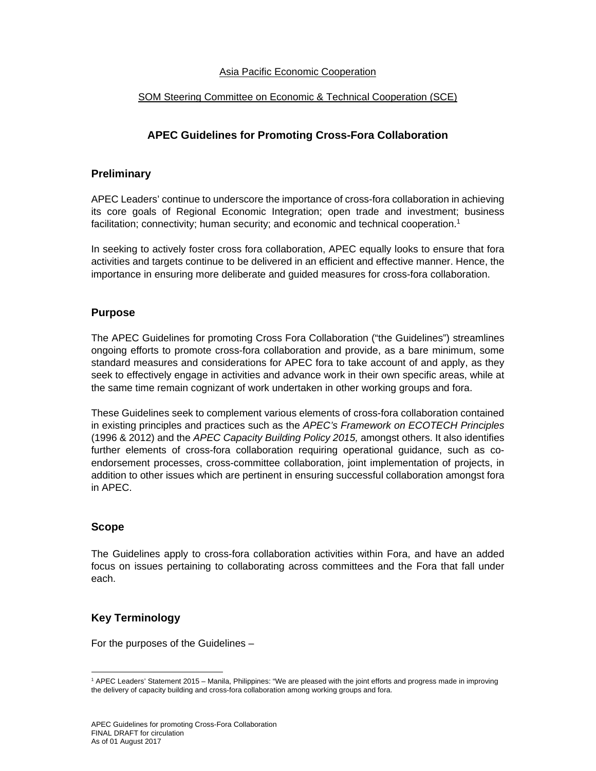Asia Pacific Economic Cooperation

SOM Steering Committee on Economic & Technical Cooperation (SCE)

# APEC Guidelines for Promoting Cross-Fora Collaboration

## Preliminary

APEC Leaders' continue to underscore the importance of cross-fora collaboration in achieving its core goals of Regional Economic Integration; open trade and investment; business facilitation; connectivity; human security; and economic and technical cooperation.[1]

In seeking to actively foster cross fora collaboration, APEC equally looks to ensure that fora activities and targets continue to be delivered in an efficient and effective manner. Hence, the importance in ensuring more deliberate and guided measures for cross-fora collaboration.

## Purpose

The APEC Guidelines for promoting Cross Fora Collaboration ("the Guidelines") streamlines ongoing efforts to promote cross-fora collaboration and provide, as a bare minimum, some standard measures and considerations for APEC fora to take account of and apply, as they seek to effectively engage in activities and advance work in their own specific areas, while at the same time remain cognizant of work undertaken in other working groups and fora.

These Guidelines seek to complement various elements of cross-fora collaboration contained in existing principles and practices such as the *APEC's Framework on ECOTECH Principles* (1996 & 2012) and the *APEC Capacity Building Policy 2015,* amongst others. It also identifies further elements of cross-fora collaboration requiring operational guidance, such as co-endorsement processes, cross-committee collaboration, joint implementation of projects, in addition to other issues which are pertinent in ensuring successful collaboration amongst fora in APEC.

## Scope

The Guidelines apply to cross-fora collaboration activities within Fora, and have an added focus on issues pertaining to collaborating across committees and the Fora that fall under each.

## Key Terminology

For the purposes of the Guidelines –

[1] APEC Leaders' Statement 2015 – Manila, Philippines: "We are pleased with the joint efforts and progress made in improving the delivery of capacity building and cross-fora collaboration among working groups and fora.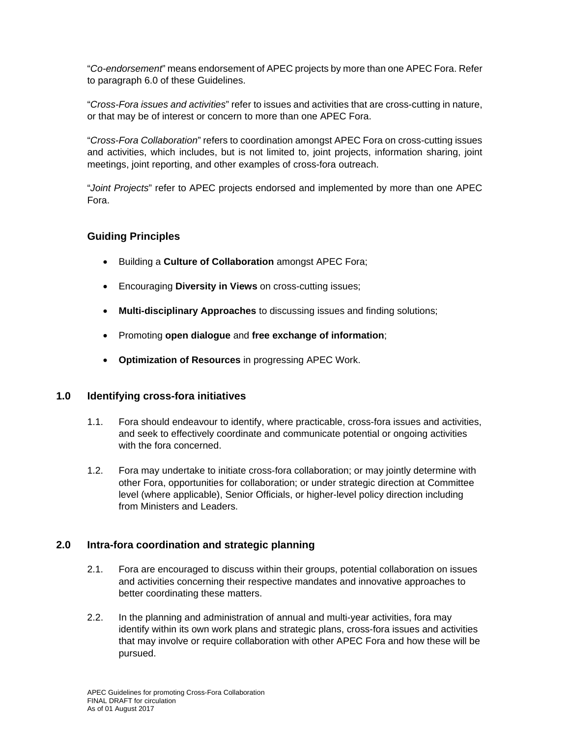"*Co-endorsement*" means endorsement of APEC projects by more than one APEC Fora. Refer to paragraph 6.0 of these Guidelines.

"*Cross-Fora issues and activities*" refer to issues and activities that are cross-cutting in nature, or that may be of interest or concern to more than one APEC Fora.

"*Cross-Fora Collaboration*" refers to coordination amongst APEC Fora on cross-cutting issues and activities, which includes, but is not limited to, joint projects, information sharing, joint meetings, joint reporting, and other examples of cross-fora outreach.

"*Joint Projects*" refer to APEC projects endorsed and implemented by more than one APEC Fora.

## Guiding Principles

- Building a **Culture of Collaboration** amongst APEC Fora;
- Encouraging **Diversity in Views** on cross-cutting issues;
- **Multi-disciplinary Approaches** to discussing issues and finding solutions;
- Promoting **open dialogue** and **free exchange of information**;
- **Optimization of Resources** in progressing APEC Work.

## 1.0 Identifying cross-fora initiatives

1.1. Fora should endeavour to identify, where practicable, cross-fora issues and activities, and seek to effectively coordinate and communicate potential or ongoing activities with the fora concerned.

1.2. Fora may undertake to initiate cross-fora collaboration; or may jointly determine with other Fora, opportunities for collaboration; or under strategic direction at Committee level (where applicable), Senior Officials, or higher-level policy direction including from Ministers and Leaders.

## 2.0 Intra-fora coordination and strategic planning

2.1. Fora are encouraged to discuss within their groups, potential collaboration on issues and activities concerning their respective mandates and innovative approaches to better coordinating these matters.

2.2. In the planning and administration of annual and multi-year activities, fora may identify within its own work plans and strategic plans, cross-fora issues and activities that may involve or require collaboration with other APEC Fora and how these will be pursued.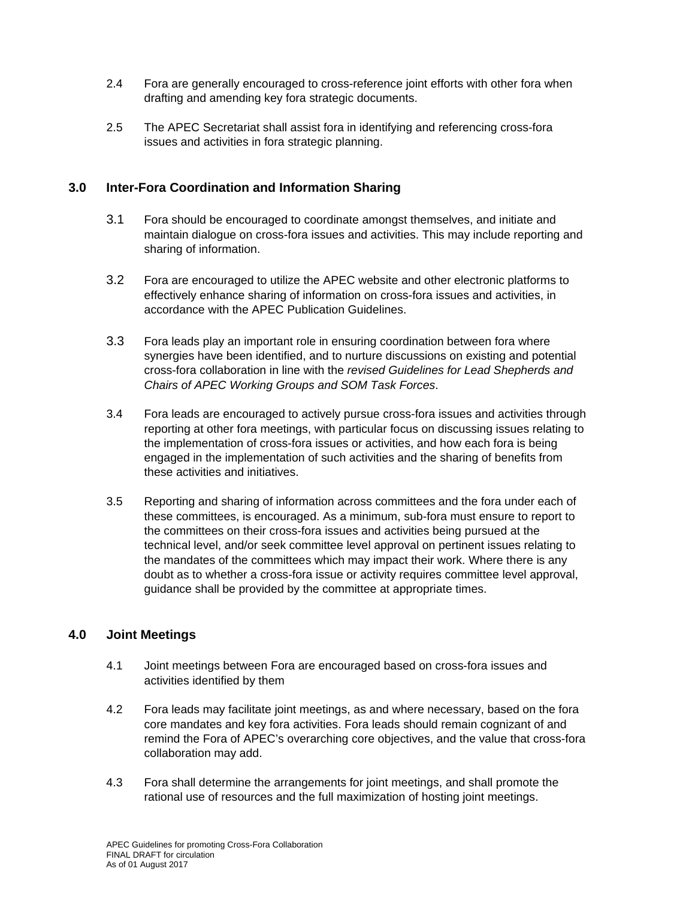2.4 Fora are generally encouraged to cross-reference joint efforts with other fora when drafting and amending key fora strategic documents.

2.5 The APEC Secretariat shall assist fora in identifying and referencing cross-fora issues and activities in fora strategic planning.

## 3.0 Inter-Fora Coordination and Information Sharing

3.1 Fora should be encouraged to coordinate amongst themselves, and initiate and maintain dialogue on cross-fora issues and activities. This may include reporting and sharing of information.

3.2 Fora are encouraged to utilize the APEC website and other electronic platforms to effectively enhance sharing of information on cross-fora issues and activities, in accordance with the APEC Publication Guidelines.

3.3 Fora leads play an important role in ensuring coordination between fora where synergies have been identified, and to nurture discussions on existing and potential cross-fora collaboration in line with the *revised Guidelines for Lead Shepherds and Chairs of APEC Working Groups and SOM Task Forces*.

3.4 Fora leads are encouraged to actively pursue cross-fora issues and activities through reporting at other fora meetings, with particular focus on discussing issues relating to the implementation of cross-fora issues or activities, and how each fora is being engaged in the implementation of such activities and the sharing of benefits from these activities and initiatives.

3.5 Reporting and sharing of information across committees and the fora under each of these committees, is encouraged. As a minimum, sub-fora must ensure to report to the committees on their cross-fora issues and activities being pursued at the technical level, and/or seek committee level approval on pertinent issues relating to the mandates of the committees which may impact their work. Where there is any doubt as to whether a cross-fora issue or activity requires committee level approval, guidance shall be provided by the committee at appropriate times.

## 4.0 Joint Meetings

4.1 Joint meetings between Fora are encouraged based on cross-fora issues and activities identified by them

4.2 Fora leads may facilitate joint meetings, as and where necessary, based on the fora core mandates and key fora activities. Fora leads should remain cognizant of and remind the Fora of APEC's overarching core objectives, and the value that cross-fora collaboration may add.

4.3 Fora shall determine the arrangements for joint meetings, and shall promote the rational use of resources and the full maximization of hosting joint meetings.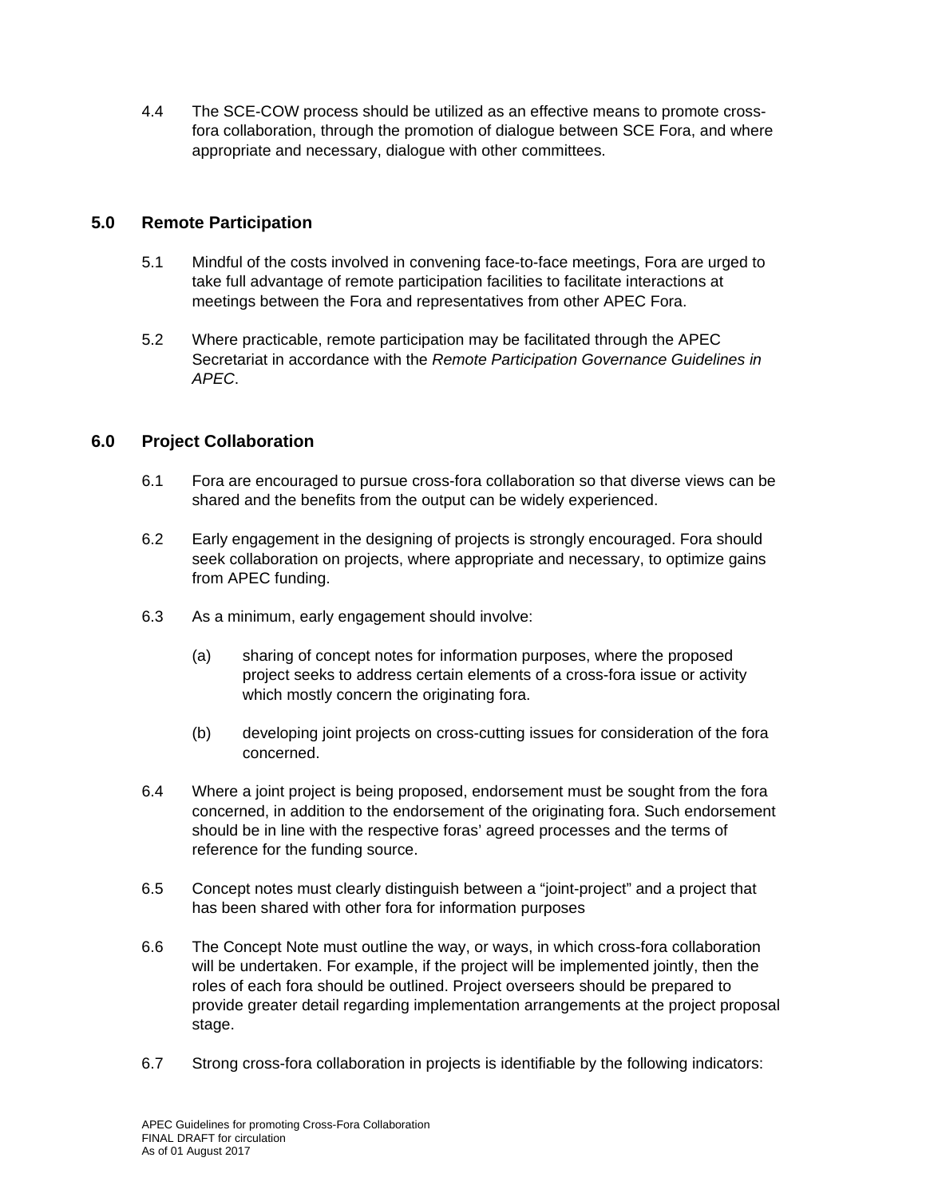4.4 The SCE-COW process should be utilized as an effective means to promote cross-fora collaboration, through the promotion of dialogue between SCE Fora, and where appropriate and necessary, dialogue with other committees.

## 5.0 Remote Participation

5.1 Mindful of the costs involved in convening face-to-face meetings, Fora are urged to take full advantage of remote participation facilities to facilitate interactions at meetings between the Fora and representatives from other APEC Fora.

5.2 Where practicable, remote participation may be facilitated through the APEC Secretariat in accordance with the *Remote Participation Governance Guidelines in APEC*.

## 6.0 Project Collaboration

6.1 Fora are encouraged to pursue cross-fora collaboration so that diverse views can be shared and the benefits from the output can be widely experienced.

6.2 Early engagement in the designing of projects is strongly encouraged. Fora should seek collaboration on projects, where appropriate and necessary, to optimize gains from APEC funding.

6.3 As a minimum, early engagement should involve:

(a) sharing of concept notes for information purposes, where the proposed project seeks to address certain elements of a cross-fora issue or activity which mostly concern the originating fora.

(b) developing joint projects on cross-cutting issues for consideration of the fora concerned.

6.4 Where a joint project is being proposed, endorsement must be sought from the fora concerned, in addition to the endorsement of the originating fora. Such endorsement should be in line with the respective foras' agreed processes and the terms of reference for the funding source.

6.5 Concept notes must clearly distinguish between a "joint-project" and a project that has been shared with other fora for information purposes

6.6 The Concept Note must outline the way, or ways, in which cross-fora collaboration will be undertaken. For example, if the project will be implemented jointly, then the roles of each fora should be outlined. Project overseers should be prepared to provide greater detail regarding implementation arrangements at the project proposal stage.

6.7 Strong cross-fora collaboration in projects is identifiable by the following indicators: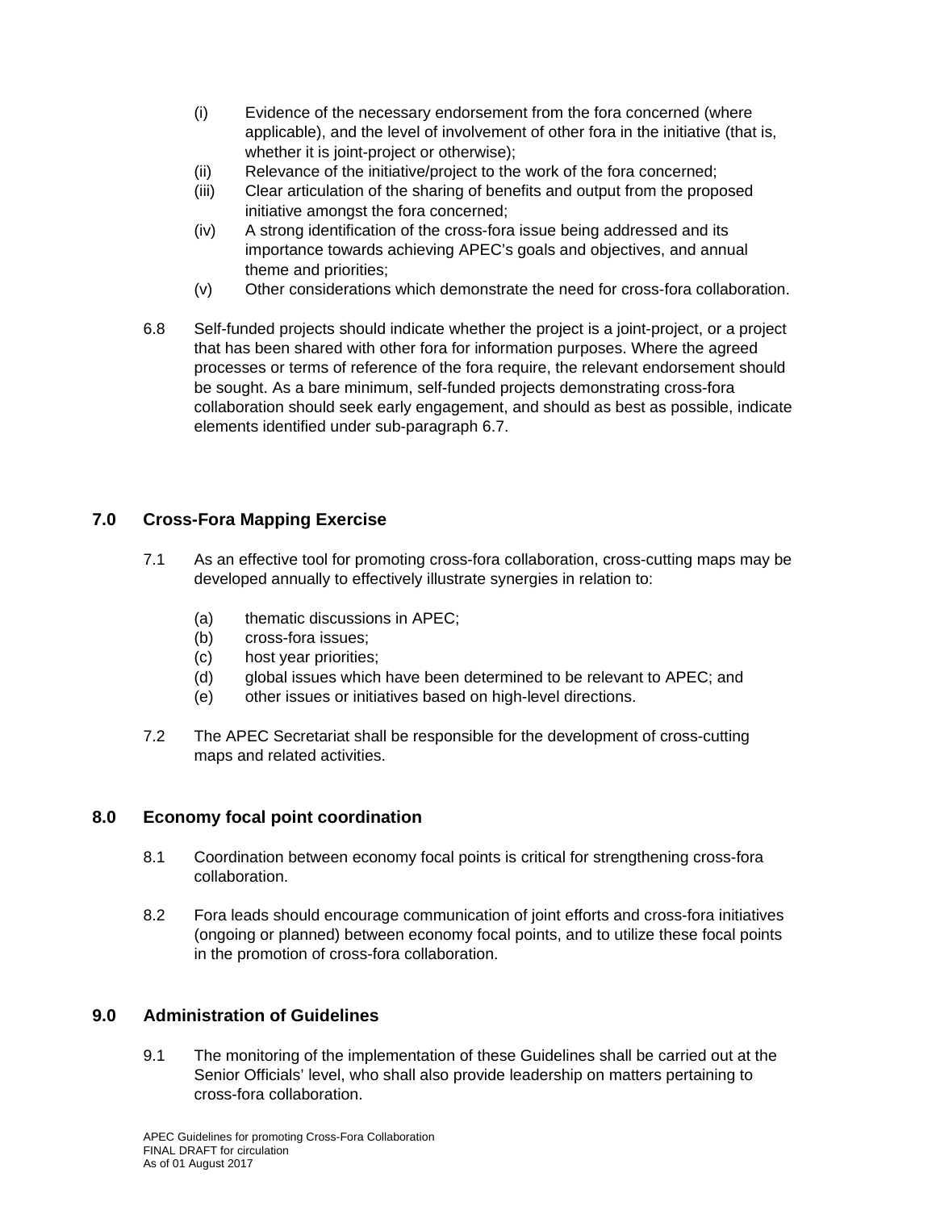(i) Evidence of the necessary endorsement from the fora concerned (where applicable), and the level of involvement of other fora in the initiative (that is, whether it is joint-project or otherwise);
(ii) Relevance of the initiative/project to the work of the fora concerned;
(iii) Clear articulation of the sharing of benefits and output from the proposed initiative amongst the fora concerned;
(iv) A strong identification of the cross-fora issue being addressed and its importance towards achieving APEC's goals and objectives, and annual theme and priorities;
(v) Other considerations which demonstrate the need for cross-fora collaboration.

6.8 Self-funded projects should indicate whether the project is a joint-project, or a project that has been shared with other fora for information purposes. Where the agreed processes or terms of reference of the fora require, the relevant endorsement should be sought. As a bare minimum, self-funded projects demonstrating cross-fora collaboration should seek early engagement, and should as best as possible, indicate elements identified under sub-paragraph 6.7.

## 7.0 Cross-Fora Mapping Exercise

7.1 As an effective tool for promoting cross-fora collaboration, cross-cutting maps may be developed annually to effectively illustrate synergies in relation to:

(a) thematic discussions in APEC;
(b) cross-fora issues;
(c) host year priorities;
(d) global issues which have been determined to be relevant to APEC; and
(e) other issues or initiatives based on high-level directions.

7.2 The APEC Secretariat shall be responsible for the development of cross-cutting maps and related activities.

## 8.0 Economy focal point coordination

8.1 Coordination between economy focal points is critical for strengthening cross-fora collaboration.

8.2 Fora leads should encourage communication of joint efforts and cross-fora initiatives (ongoing or planned) between economy focal points, and to utilize these focal points in the promotion of cross-fora collaboration.

## 9.0 Administration of Guidelines

9.1 The monitoring of the implementation of these Guidelines shall be carried out at the Senior Officials' level, who shall also provide leadership on matters pertaining to cross-fora collaboration.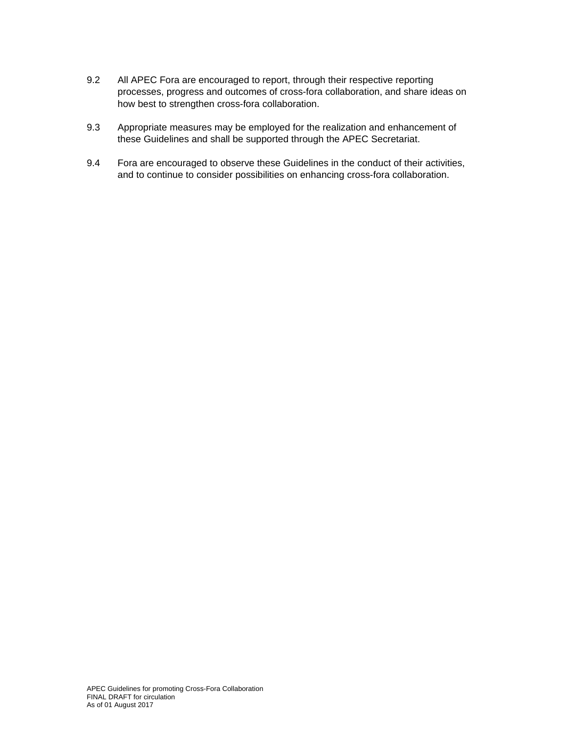9.2 All APEC Fora are encouraged to report, through their respective reporting processes, progress and outcomes of cross-fora collaboration, and share ideas on how best to strengthen cross-fora collaboration.

9.3 Appropriate measures may be employed for the realization and enhancement of these Guidelines and shall be supported through the APEC Secretariat.

9.4 Fora are encouraged to observe these Guidelines in the conduct of their activities, and to continue to consider possibilities on enhancing cross-fora collaboration.